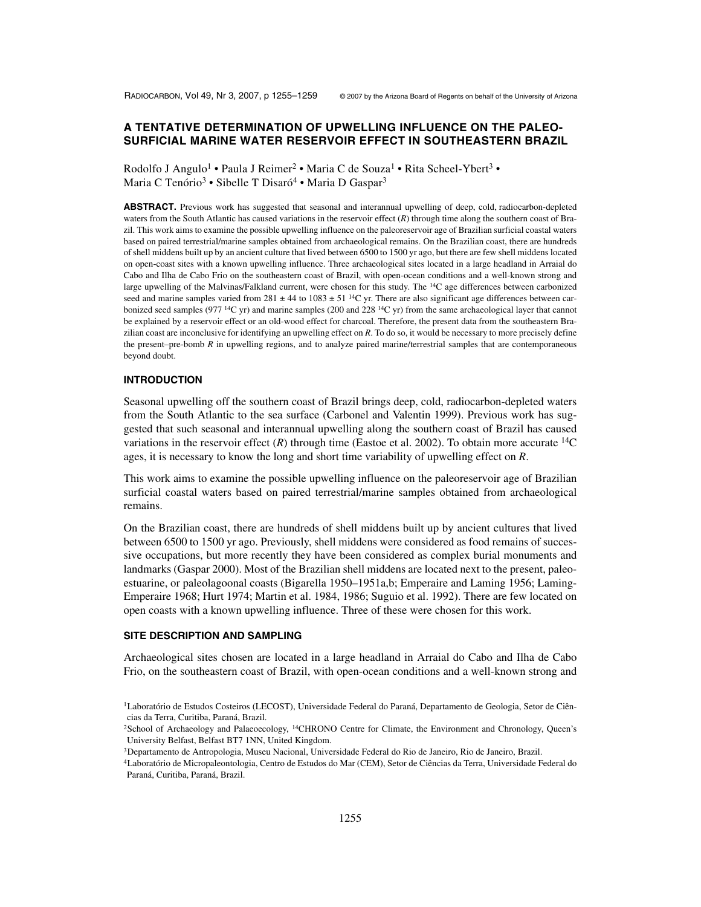# A TENTATIVE DETERMINATION OF UPWELLING INFLUENCE ON THE PALEO-SURFICIAL MARINE WATER RESERVOIR EFFECT IN SOUTHEASTERN BRAZIL

Rodolfo J Angulo[1] • Paula J Reimer[2] • Maria C de Souza[1] • Rita Scheel-Ybert[3] • Maria C Tenório[3] • Sibelle T Disaró[4] • Maria D Gaspar[3]

**ABSTRACT.** Previous work has suggested that seasonal and interannual upwelling of deep, cold, radiocarbon-depleted waters from the South Atlantic has caused variations in the reservoir effect (*R*) through time along the southern coast of Brazil. This work aims to examine the possible upwelling influence on the paleoreservoir age of Brazilian surficial coastal waters based on paired terrestrial/marine samples obtained from archaeological remains. On the Brazilian coast, there are hundreds of shell middens built up by an ancient culture that lived between 6500 to 1500 yr ago, but there are few shell middens located on open-coast sites with a known upwelling influence. Three archaeological sites located in a large headland in Arraial do Cabo and Ilha de Cabo Frio on the southeastern coast of Brazil, with open-ocean conditions and a well-known strong and large upwelling of the Malvinas/Falkland current, were chosen for this study. The $^{14}C$ age differences between carbonized seed and marine samples varied from 281 ± 44 to 1083 ± 51 $^{14}C$ yr. There are also significant age differences between carbonized seed samples (977 $^{14}C$ yr) and marine samples (200 and 228 $^{14}C$ yr) from the same archaeological layer that cannot be explained by a reservoir effect or an old-wood effect for charcoal. Therefore, the present data from the southeastern Brazilian coast are inconclusive for identifying an upwelling effect on *R*. To do so, it would be necessary to more precisely define the present–pre-bomb *R* in upwelling regions, and to analyze paired marine/terrestrial samples that are contemporaneous beyond doubt.

## INTRODUCTION

Seasonal upwelling off the southern coast of Brazil brings deep, cold, radiocarbon-depleted waters from the South Atlantic to the sea surface (Carbonel and Valentin 1999). Previous work has suggested that such seasonal and interannual upwelling along the southern coast of Brazil has caused variations in the reservoir effect (*R*) through time (Eastoe et al. 2002). To obtain more accurate $^{14}C$ ages, it is necessary to know the long and short time variability of upwelling effect on *R*.

This work aims to examine the possible upwelling influence on the paleoreservoir age of Brazilian surficial coastal waters based on paired terrestrial/marine samples obtained from archaeological remains.

On the Brazilian coast, there are hundreds of shell middens built up by ancient cultures that lived between 6500 to 1500 yr ago. Previously, shell middens were considered as food remains of successive occupations, but more recently they have been considered as complex burial monuments and landmarks (Gaspar 2000). Most of the Brazilian shell middens are located next to the present, paleo-estuarine, or paleolagoonal coasts (Bigarella 1950–1951a,b; Emperaire and Laming 1956; Laming-Emperaire 1968; Hurt 1974; Martin et al. 1984, 1986; Suguio et al. 1992). There are few located on open coasts with a known upwelling influence. Three of these were chosen for this work.

## SITE DESCRIPTION AND SAMPLING

Archaeological sites chosen are located in a large headland in Arraial do Cabo and Ilha de Cabo Frio, on the southeastern coast of Brazil, with open-ocean conditions and a well-known strong and

[1]Laboratório de Estudos Costeiros (LECOST), Universidade Federal do Paraná, Departamento de Geologia, Setor de Ciências da Terra, Curitiba, Paraná, Brazil.

[2]School of Archaeology and Palaeoecology, $^{14}$CHRONO Centre for Climate, the Environment and Chronology, Queen's University Belfast, Belfast BT7 1NN, United Kingdom.

[3]Departamento de Antropologia, Museu Nacional, Universidade Federal do Rio de Janeiro, Rio de Janeiro, Brazil.

[4]Laboratório de Micropaleontologia, Centro de Estudos do Mar (CEM), Setor de Ciências da Terra, Universidade Federal do Paraná, Curitiba, Paraná, Brazil.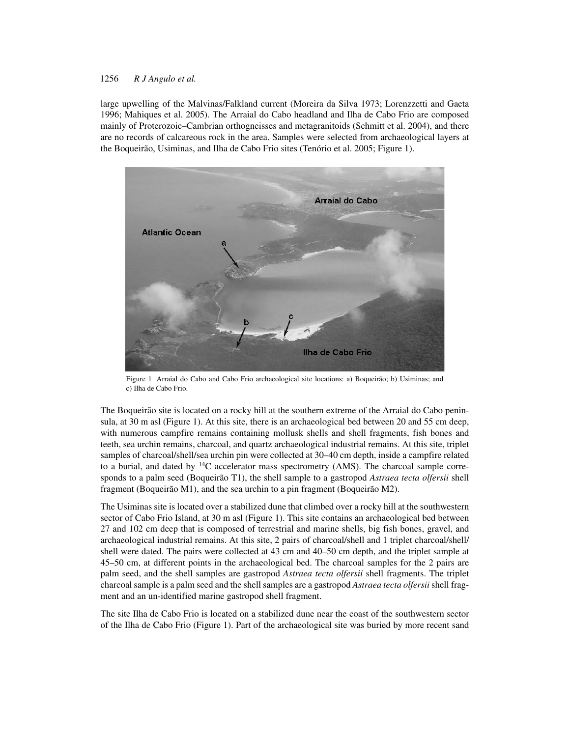large upwelling of the Malvinas/Falkland current (Moreira da Silva 1973; Lorenzzetti and Gaeta 1996; Mahiques et al. 2005). The Arraial do Cabo headland and Ilha de Cabo Frio are composed mainly of Proterozoic–Cambrian orthogneisses and metagranitoids (Schmitt et al. 2004), and there are no records of calcareous rock in the area. Samples were selected from archaeological layers at the Boqueirão, Usiminas, and Ilha de Cabo Frio sites (Tenório et al. 2005; Figure 1).

Figure 1 Arraial do Cabo and Cabo Frio archaeological site locations: a) Boqueirão; b) Usiminas; and c) Ilha de Cabo Frio.

The Boqueirão site is located on a rocky hill at the southern extreme of the Arraial do Cabo peninsula, at 30 m asl (Figure 1). At this site, there is an archaeological bed between 20 and 55 cm deep, with numerous campfire remains containing mollusk shells and shell fragments, fish bones and teeth, sea urchin remains, charcoal, and quartz archaeological industrial remains. At this site, triplet samples of charcoal/shell/sea urchin pin were collected at 30–40 cm depth, inside a campfire related to a burial, and dated by $^{14}$C accelerator mass spectrometry (AMS). The charcoal sample corresponds to a palm seed (Boqueirão T1), the shell sample to a gastropod *Astraea tecta olfersii* shell fragment (Boqueirão M1), and the sea urchin to a pin fragment (Boqueirão M2).

The Usiminas site is located over a stabilized dune that climbed over a rocky hill at the southwestern sector of Cabo Frio Island, at 30 m asl (Figure 1). This site contains an archaeological bed between 27 and 102 cm deep that is composed of terrestrial and marine shells, big fish bones, gravel, and archaeological industrial remains. At this site, 2 pairs of charcoal/shell and 1 triplet charcoal/shell/shell were dated. The pairs were collected at 43 cm and 40–50 cm depth, and the triplet sample at 45–50 cm, at different points in the archaeological bed. The charcoal samples for the 2 pairs are palm seed, and the shell samples are gastropod *Astraea tecta olfersii* shell fragments. The triplet charcoal sample is a palm seed and the shell samples are a gastropod *Astraea tecta olfersii* shell fragment and an un-identified marine gastropod shell fragment.

The site Ilha de Cabo Frio is located on a stabilized dune near the coast of the southwestern sector of the Ilha de Cabo Frio (Figure 1). Part of the archaeological site was buried by more recent sand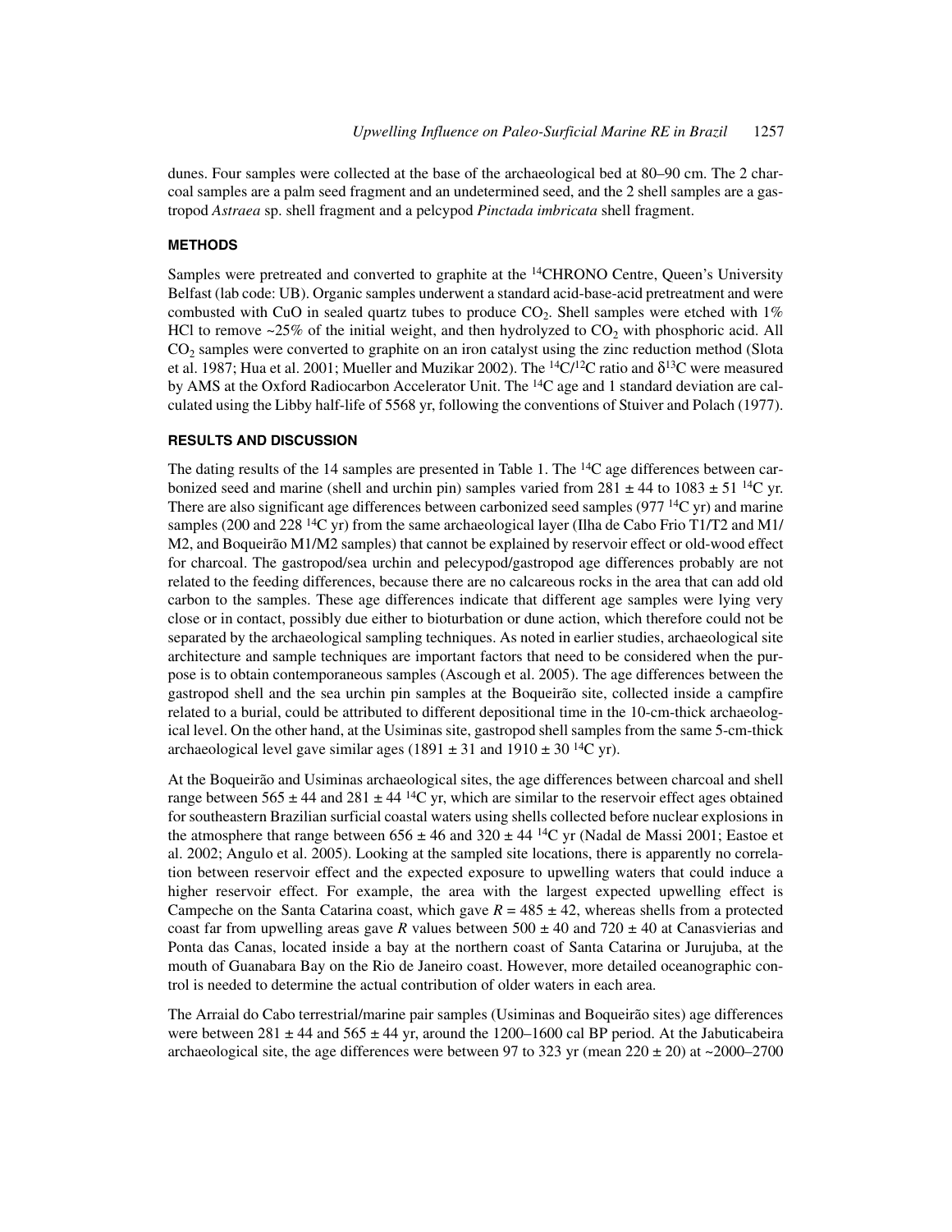dunes. Four samples were collected at the base of the archaeological bed at 80–90 cm. The 2 charcoal samples are a palm seed fragment and an undetermined seed, and the 2 shell samples are a gastropod *Astraea* sp. shell fragment and a pelcypod *Pinctada imbricata* shell fragment.

## METHODS

Samples were pretreated and converted to graphite at the $^{14}$CHRONO Centre, Queen's University Belfast (lab code: UB). Organic samples underwent a standard acid-base-acid pretreatment and were combusted with CuO in sealed quartz tubes to produce $CO_2$. Shell samples were etched with 1% HCl to remove ~25% of the initial weight, and then hydrolyzed to $CO_2$ with phosphoric acid. All $CO_2$ samples were converted to graphite on an iron catalyst using the zinc reduction method (Slota et al. 1987; Hua et al. 2001; Mueller and Muzikar 2002). The $^{14}C/^{12}C$ ratio and $\delta^{13}C$ were measured by AMS at the Oxford Radiocarbon Accelerator Unit. The $^{14}$C age and 1 standard deviation are calculated using the Libby half-life of 5568 yr, following the conventions of Stuiver and Polach (1977).

## RESULTS AND DISCUSSION

The dating results of the 14 samples are presented in Table 1. The $^{14}$C age differences between carbonized seed and marine (shell and urchin pin) samples varied from 281 ± 44 to 1083 ± 51 $^{14}$C yr. There are also significant age differences between carbonized seed samples (977 $^{14}$C yr) and marine samples (200 and 228 $^{14}$C yr) from the same archaeological layer (Ilha de Cabo Frio T1/T2 and M1/M2, and Boqueirão M1/M2 samples) that cannot be explained by reservoir effect or old-wood effect for charcoal. The gastropod/sea urchin and pelecypod/gastropod age differences probably are not related to the feeding differences, because there are no calcareous rocks in the area that can add old carbon to the samples. These age differences indicate that different age samples were lying very close or in contact, possibly due either to bioturbation or dune action, which therefore could not be separated by the archaeological sampling techniques. As noted in earlier studies, archaeological site architecture and sample techniques are important factors that need to be considered when the purpose is to obtain contemporaneous samples (Ascough et al. 2005). The age differences between the gastropod shell and the sea urchin pin samples at the Boqueirão site, collected inside a campfire related to a burial, could be attributed to different depositional time in the 10-cm-thick archaeological level. On the other hand, at the Usiminas site, gastropod shell samples from the same 5-cm-thick archaeological level gave similar ages (1891 ± 31 and 1910 ± 30 $^{14}$C yr).

At the Boqueirão and Usiminas archaeological sites, the age differences between charcoal and shell range between 565 ± 44 and 281 ± 44 $^{14}$C yr, which are similar to the reservoir effect ages obtained for southeastern Brazilian surficial coastal waters using shells collected before nuclear explosions in the atmosphere that range between 656 ± 46 and 320 ± 44 $^{14}$C yr (Nadal de Massi 2001; Eastoe et al. 2002; Angulo et al. 2005). Looking at the sampled site locations, there is apparently no correlation between reservoir effect and the expected exposure to upwelling waters that could induce a higher reservoir effect. For example, the area with the largest expected upwelling effect is Campeche on the Santa Catarina coast, which gave $R$ = 485 ± 42, whereas shells from a protected coast far from upwelling areas gave $R$ values between 500 ± 40 and 720 ± 40 at Canasvierias and Ponta das Canas, located inside a bay at the northern coast of Santa Catarina or Jurujuba, at the mouth of Guanabara Bay on the Rio de Janeiro coast. However, more detailed oceanographic control is needed to determine the actual contribution of older waters in each area.

The Arraial do Cabo terrestrial/marine pair samples (Usiminas and Boqueirão sites) age differences were between 281 ± 44 and 565 ± 44 yr, around the 1200–1600 cal BP period. At the Jabuticabeira archaeological site, the age differences were between 97 to 323 yr (mean 220 ± 20) at ~2000–2700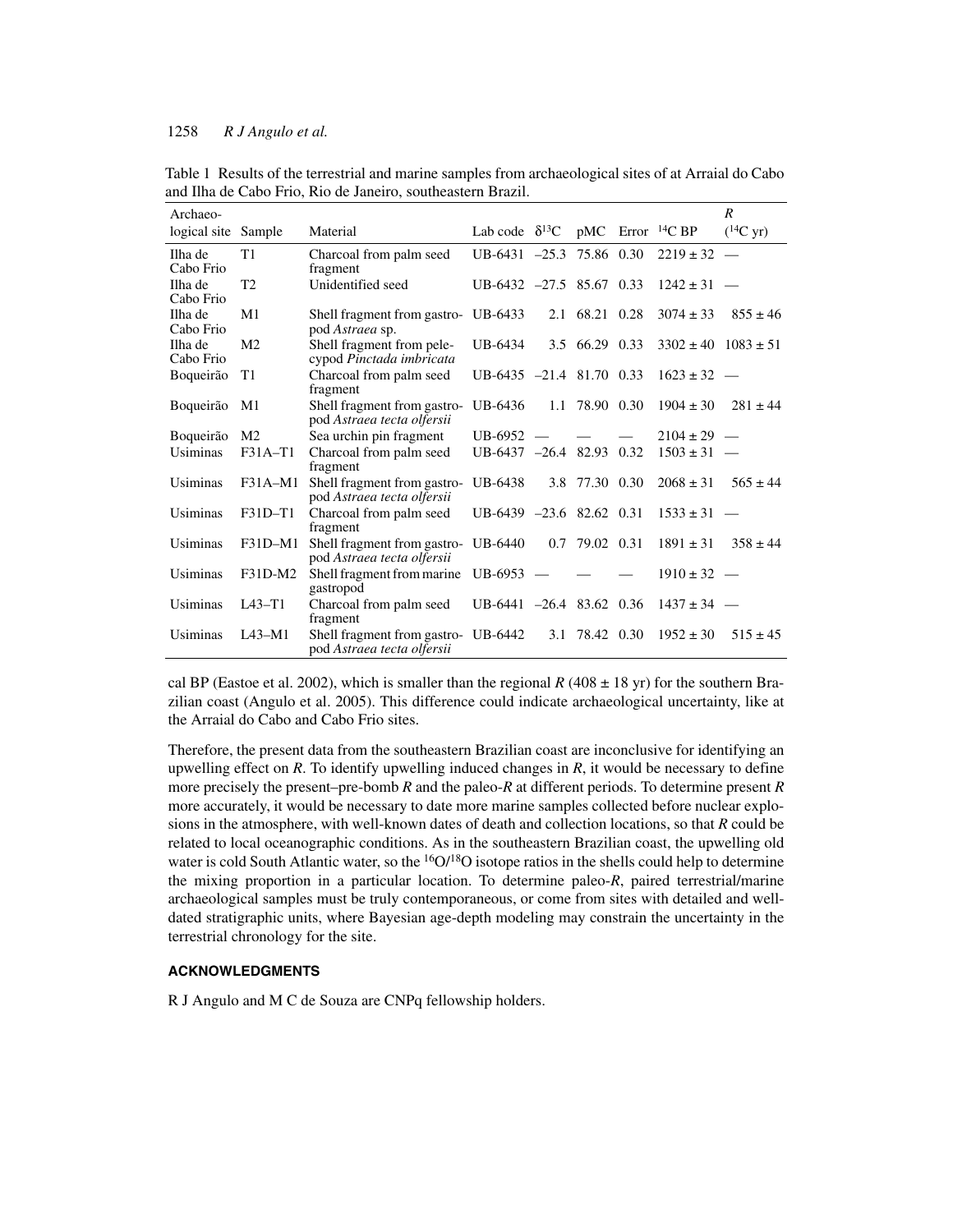Table 1 Results of the terrestrial and marine samples from archaeological sites of at Arraial do Cabo and Ilha de Cabo Frio, Rio de Janeiro, southeastern Brazil.

| Archaeo-logical site | Sample | Material | Lab code | $\delta^{13}C$ | pMC | Error | $^{14}C$ BP | $R$ ($^{14}C$ yr) |
|---|---|---|---|---|---|---|---|---|
| Ilha de Cabo Frio | T1 | Charcoal from palm seed fragment | UB-6431 | –25.3 | 75.86 | 0.30 | 2219 ± 32 | — |
| Ilha de Cabo Frio | T2 | Unidentified seed | UB-6432 | –27.5 | 85.67 | 0.33 | 1242 ± 31 | — |
| Ilha de Cabo Frio | M1 | Shell fragment from gastropod *Astraea* sp. | UB-6433 | 2.1 | 68.21 | 0.28 | 3074 ± 33 | 855 ± 46 |
| Ilha de Cabo Frio | M2 | Shell fragment from pelecypod *Pinctada imbricata* | UB-6434 | 3.5 | 66.29 | 0.33 | 3302 ± 40 | 1083 ± 51 |
| Boqueirão | T1 | Charcoal from palm seed fragment | UB-6435 | –21.4 | 81.70 | 0.33 | 1623 ± 32 | — |
| Boqueirão | M1 | Shell fragment from gastropod *Astraea tecta olfersii* | UB-6436 | 1.1 | 78.90 | 0.30 | 1904 ± 30 | 281 ± 44 |
| Boqueirão | M2 | Sea urchin pin fragment | UB-6952 | — | — | — | 2104 ± 29 | — |
| Usiminas | F31A–T1 | Charcoal from palm seed fragment | UB-6437 | –26.4 | 82.93 | 0.32 | 1503 ± 31 | — |
| Usiminas | F31A–M1 | Shell fragment from gastropod *Astraea tecta olfersii* | UB-6438 | 3.8 | 77.30 | 0.30 | 2068 ± 31 | 565 ± 44 |
| Usiminas | F31D–T1 | Charcoal from palm seed fragment | UB-6439 | –23.6 | 82.62 | 0.31 | 1533 ± 31 | — |
| Usiminas | F31D–M1 | Shell fragment from gastropod *Astraea tecta olfersii* | UB-6440 | 0.7 | 79.02 | 0.31 | 1891 ± 31 | 358 ± 44 |
| Usiminas | F31D-M2 | Shell fragment from marine gastropod | UB-6953 | — | — | — | 1910 ± 32 | — |
| Usiminas | L43–T1 | Charcoal from palm seed fragment | UB-6441 | –26.4 | 83.62 | 0.36 | 1437 ± 34 | — |
| Usiminas | L43–M1 | Shell fragment from gastropod *Astraea tecta olfersii* | UB-6442 | 3.1 | 78.42 | 0.30 | 1952 ± 30 | 515 ± 45 |

cal BP (Eastoe et al. 2002), which is smaller than the regional $R$ (408 ± 18 yr) for the southern Brazilian coast (Angulo et al. 2005). This difference could indicate archaeological uncertainty, like at the Arraial do Cabo and Cabo Frio sites.

Therefore, the present data from the southeastern Brazilian coast are inconclusive for identifying an upwelling effect on $R$. To identify upwelling induced changes in $R$, it would be necessary to define more precisely the present–pre-bomb $R$ and the paleo-$R$ at different periods. To determine present $R$ more accurately, it would be necessary to date more marine samples collected before nuclear explosions in the atmosphere, with well-known dates of death and collection locations, so that $R$ could be related to local oceanographic conditions. As in the southeastern Brazilian coast, the upwelling old water is cold South Atlantic water, so the $^{16}O/^{18}O$ isotope ratios in the shells could help to determine the mixing proportion in a particular location. To determine paleo-$R$, paired terrestrial/marine archaeological samples must be truly contemporaneous, or come from sites with detailed and well-dated stratigraphic units, where Bayesian age-depth modeling may constrain the uncertainty in the terrestrial chronology for the site.

## ACKNOWLEDGMENTS

R J Angulo and M C de Souza are CNPq fellowship holders.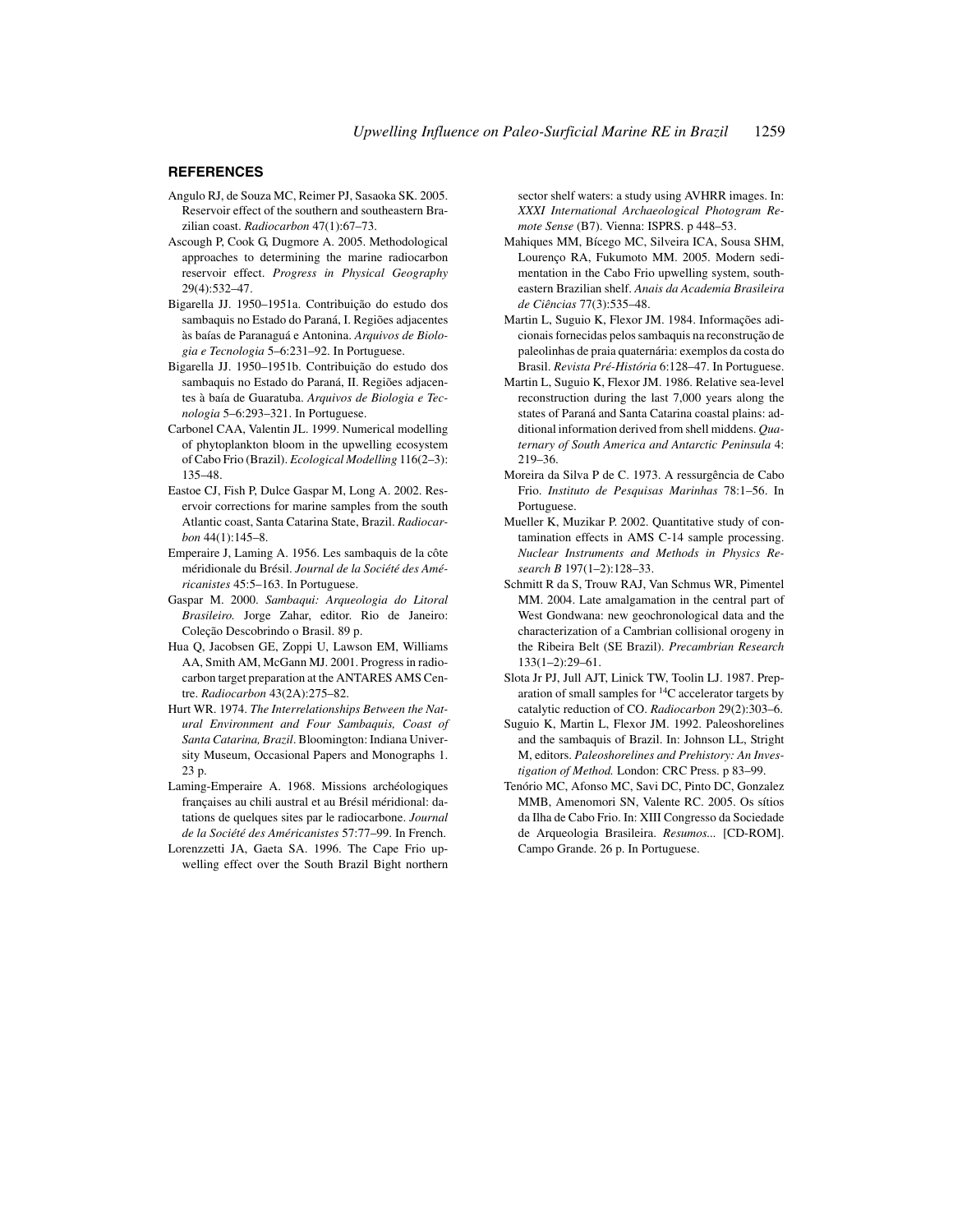## REFERENCES

Angulo RJ, de Souza MC, Reimer PJ, Sasaoka SK. 2005. Reservoir effect of the southern and southeastern Brazilian coast. *Radiocarbon* 47(1):67–73.

Ascough P, Cook G, Dugmore A. 2005. Methodological approaches to determining the marine radiocarbon reservoir effect. *Progress in Physical Geography* 29(4):532–47.

Bigarella JJ. 1950–1951a. Contribuição do estudo dos sambaquis no Estado do Paraná, I. Regiões adjacentes às baías de Paranaguá e Antonina. *Arquivos de Biologia e Tecnologia* 5–6:231–92. In Portuguese.

Bigarella JJ. 1950–1951b. Contribuição do estudo dos sambaquis no Estado do Paraná, II. Regiões adjacentes à baía de Guaratuba. *Arquivos de Biologia e Tecnologia* 5–6:293–321. In Portuguese.

Carbonel CAA, Valentin JL. 1999. Numerical modelling of phytoplankton bloom in the upwelling ecosystem of Cabo Frio (Brazil). *Ecological Modelling* 116(2–3): 135–48.

Eastoe CJ, Fish P, Dulce Gaspar M, Long A. 2002. Reservoir corrections for marine samples from the south Atlantic coast, Santa Catarina State, Brazil. *Radiocarbon* 44(1):145–8.

Emperaire J, Laming A. 1956. Les sambaquis de la côte méridionale du Brésil. *Journal de la Société des Américanistes* 45:5–163. In Portuguese.

Gaspar M. 2000. *Sambaqui: Arqueologia do Litoral Brasileiro.* Jorge Zahar, editor. Rio de Janeiro: Coleção Descobrindo o Brasil. 89 p.

Hua Q, Jacobsen GE, Zoppi U, Lawson EM, Williams AA, Smith AM, McGann MJ. 2001. Progress in radiocarbon target preparation at the ANTARES AMS Centre. *Radiocarbon* 43(2A):275–82.

Hurt WR. 1974. *The Interrelationships Between the Natural Environment and Four Sambaquis, Coast of Santa Catarina, Brazil*. Bloomington: Indiana University Museum, Occasional Papers and Monographs 1. 23 p.

Laming-Emperaire A. 1968. Missions archéologiques françaises au chili austral et au Brésil méridional: datations de quelques sites par le radiocarbone. *Journal de la Société des Américanistes* 57:77–99. In French.

Lorenzzetti JA, Gaeta SA. 1996. The Cape Frio upwelling effect over the South Brazil Bight northern sector shelf waters: a study using AVHRR images. In: *XXXI International Archaeological Photogram Remote Sense* (B7). Vienna: ISPRS. p 448–53.

Mahiques MM, Bícego MC, Silveira ICA, Sousa SHM, Lourenço RA, Fukumoto MM. 2005. Modern sedimentation in the Cabo Frio upwelling system, southeastern Brazilian shelf. *Anais da Academia Brasileira de Ciências* 77(3):535–48.

Martin L, Suguio K, Flexor JM. 1984. Informações adicionais fornecidas pelos sambaquis na reconstrução de paleolinhas de praia quaternária: exemplos da costa do Brasil. *Revista Pré-História* 6:128–47. In Portuguese.

Martin L, Suguio K, Flexor JM. 1986. Relative sea-level reconstruction during the last 7,000 years along the states of Paraná and Santa Catarina coastal plains: additional information derived from shell middens. *Quaternary of South America and Antarctic Peninsula* 4: 219–36.

Moreira da Silva P de C. 1973. A ressurgência de Cabo Frio. *Instituto de Pesquisas Marinhas* 78:1–56. In Portuguese.

Mueller K, Muzikar P. 2002. Quantitative study of contamination effects in AMS C-14 sample processing. *Nuclear Instruments and Methods in Physics Research B* 197(1–2):128–33.

Schmitt R da S, Trouw RAJ, Van Schmus WR, Pimentel MM. 2004. Late amalgamation in the central part of West Gondwana: new geochronological data and the characterization of a Cambrian collisional orogeny in the Ribeira Belt (SE Brazil). *Precambrian Research* 133(1–2):29–61.

Slota Jr PJ, Jull AJT, Linick TW, Toolin LJ. 1987. Preparation of small samples for $^{14}$C accelerator targets by catalytic reduction of CO. *Radiocarbon* 29(2):303–6.

Suguio K, Martin L, Flexor JM. 1992. Paleoshorelines and the sambaquis of Brazil. In: Johnson LL, Stright M, editors. *Paleoshorelines and Prehistory: An Investigation of Method.* London: CRC Press. p 83–99.

Tenório MC, Afonso MC, Savi DC, Pinto DC, Gonzalez MMB, Amenomori SN, Valente RC. 2005. Os sítios da Ilha de Cabo Frio. In: XIII Congresso da Sociedade de Arqueologia Brasileira. *Resumos...* [CD-ROM]. Campo Grande. 26 p. In Portuguese.